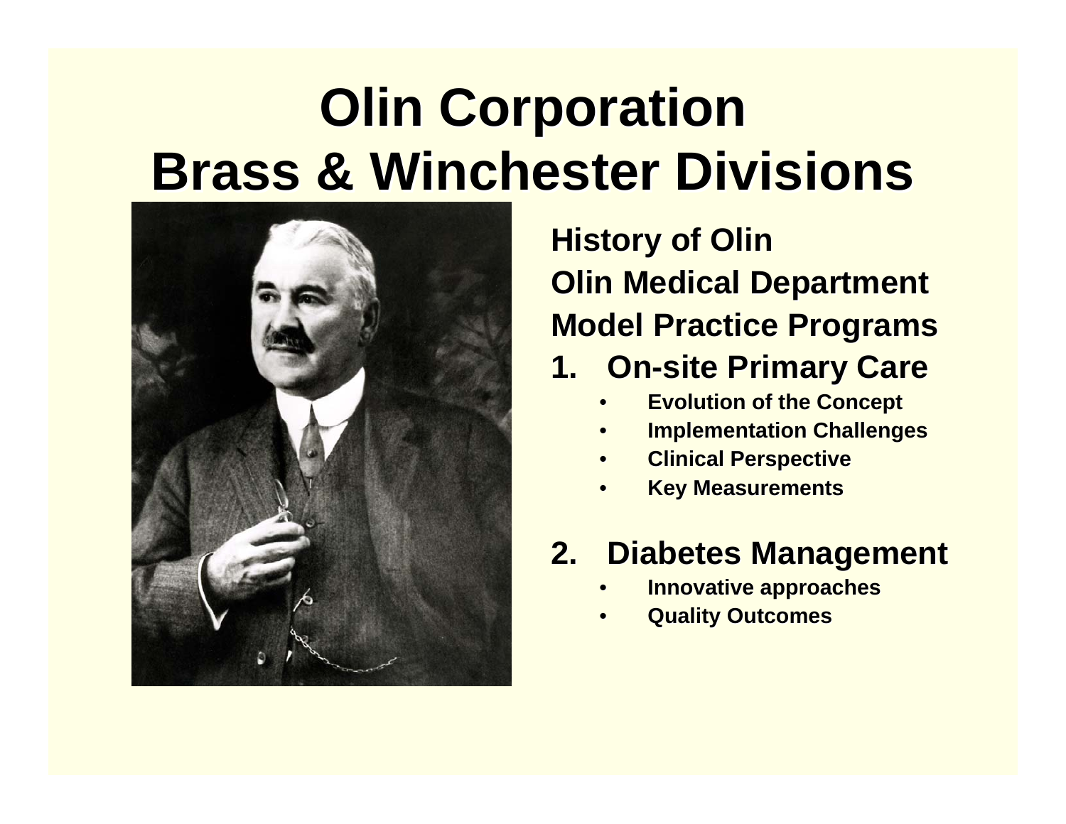# Olin Corporation
# Brass & Winchester Divisions

**History of Olin**

**Olin Medical Department**

**Model Practice Programs**

1. **On-site Primary Care**
   - **Evolution of the Concept**
   - **Implementation Challenges**
   - **Clinical Perspective**
   - **Key Measurements**

2. **Diabetes Management**
   - **Innovative approaches**
   - **Quality Outcomes**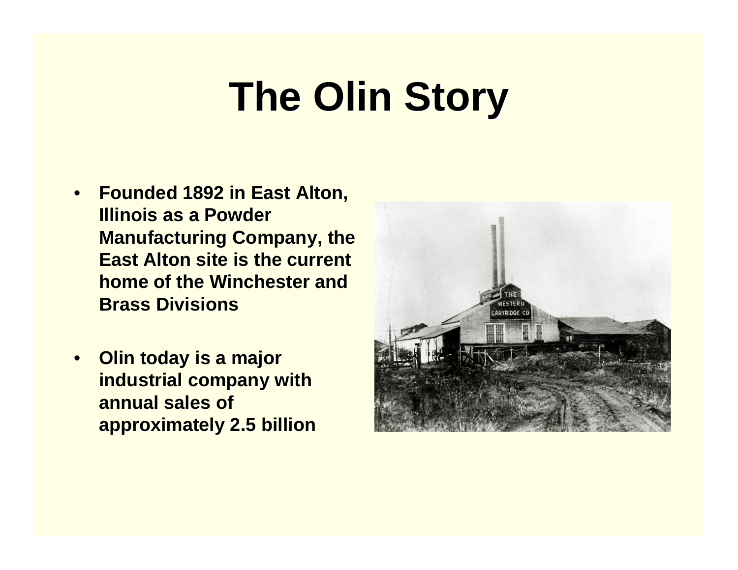# The Olin Story

- Founded 1892 in East Alton, Illinois as a Powder Manufacturing Company, the East Alton site is the current home of the Winchester and Brass Divisions
- Olin today is a major industrial company with annual sales of approximately 2.5 billion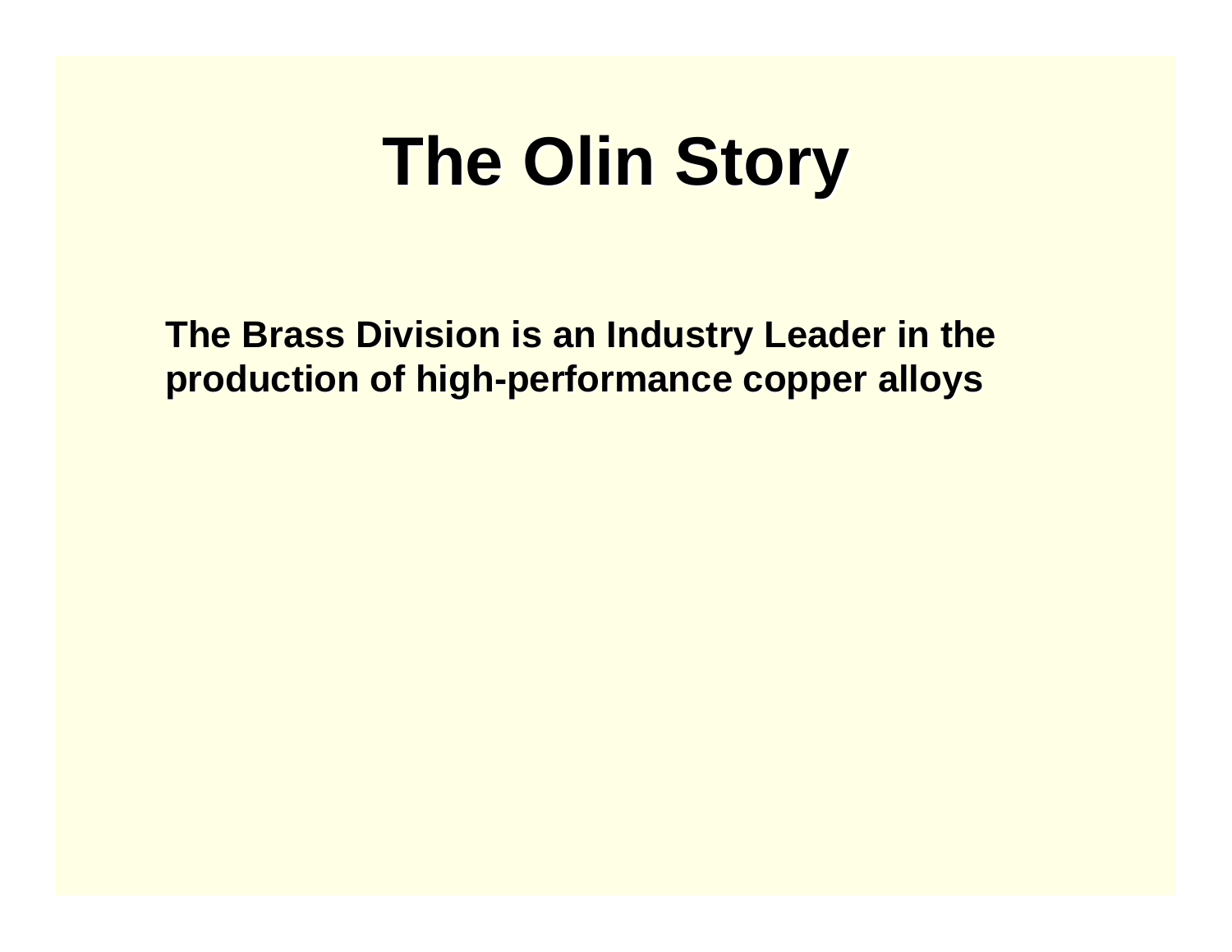# The Olin Story

**The Brass Division is an Industry Leader in the production of high-performance copper alloys**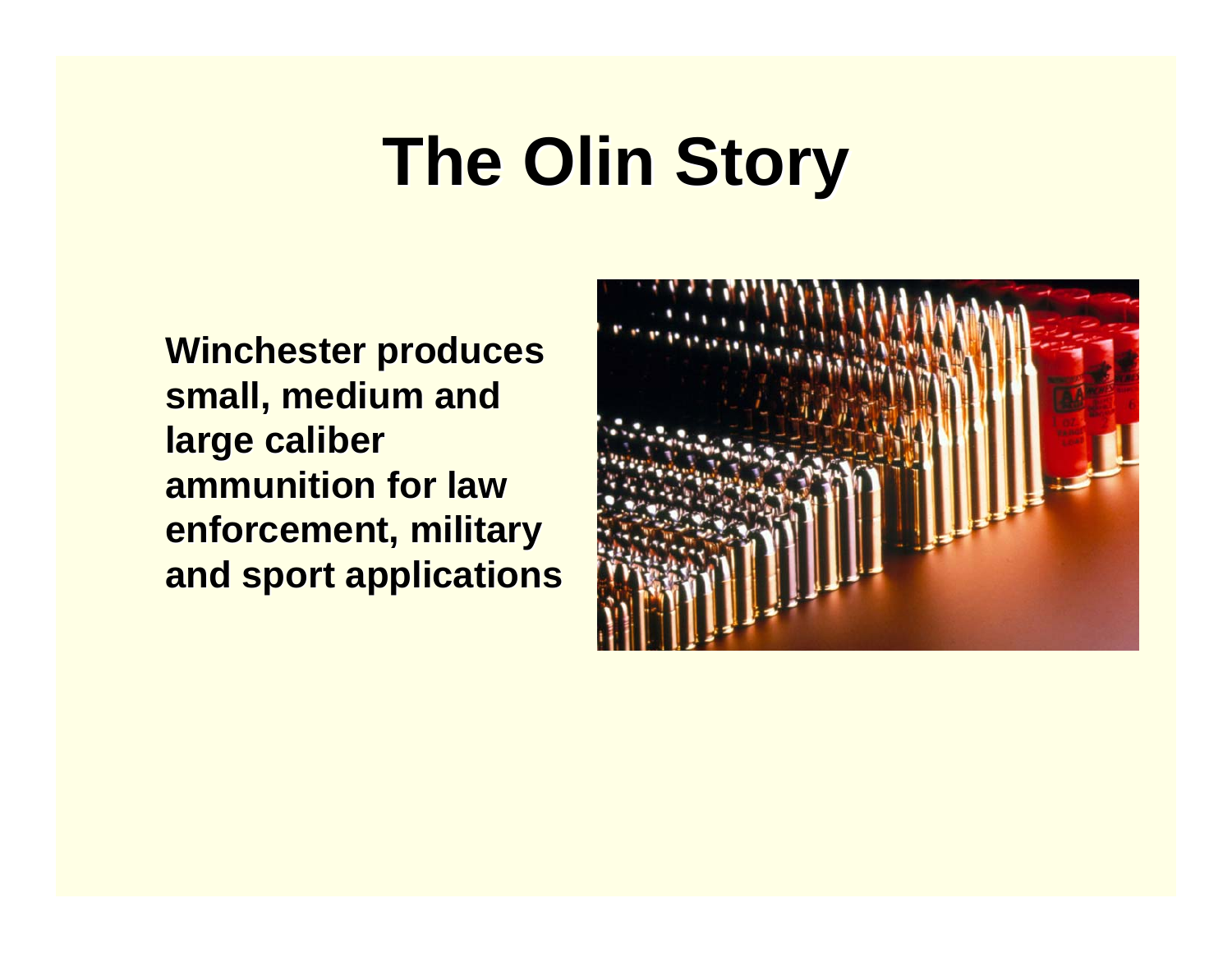# The Olin Story

Winchester produces small, medium and large caliber ammunition for law enforcement, military and sport applications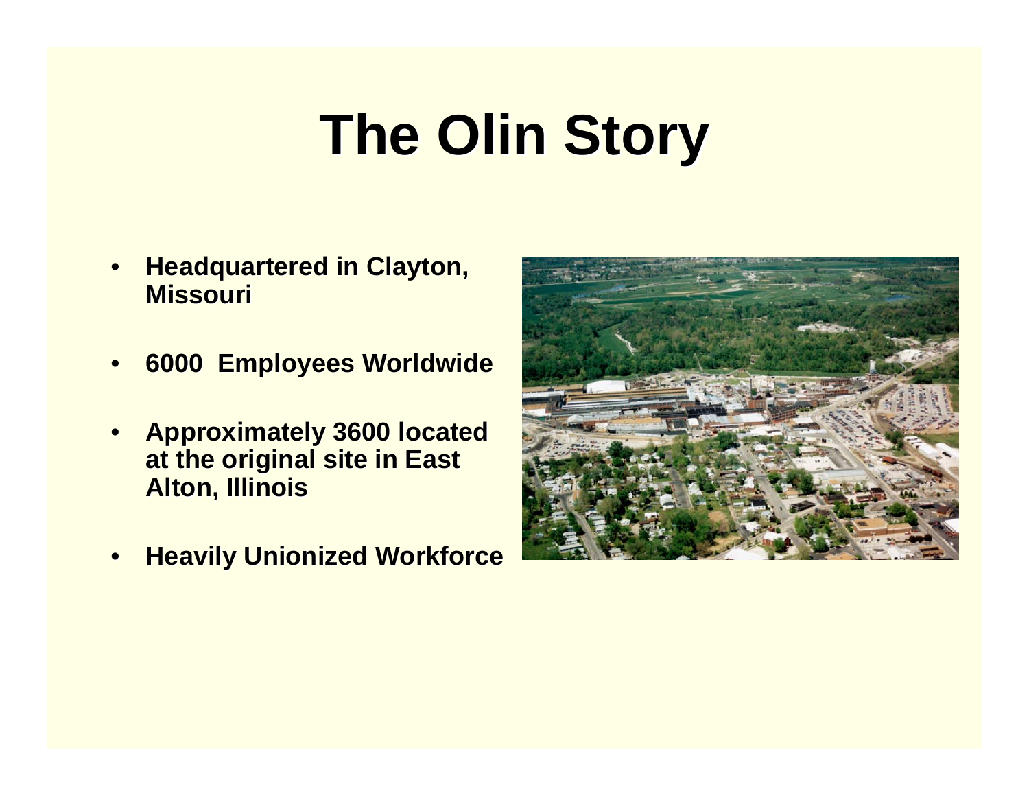# The Olin Story

- Headquartered in Clayton, Missouri
- 6000 Employees Worldwide
- Approximately 3600 located at the original site in East Alton, Illinois
- Heavily Unionized Workforce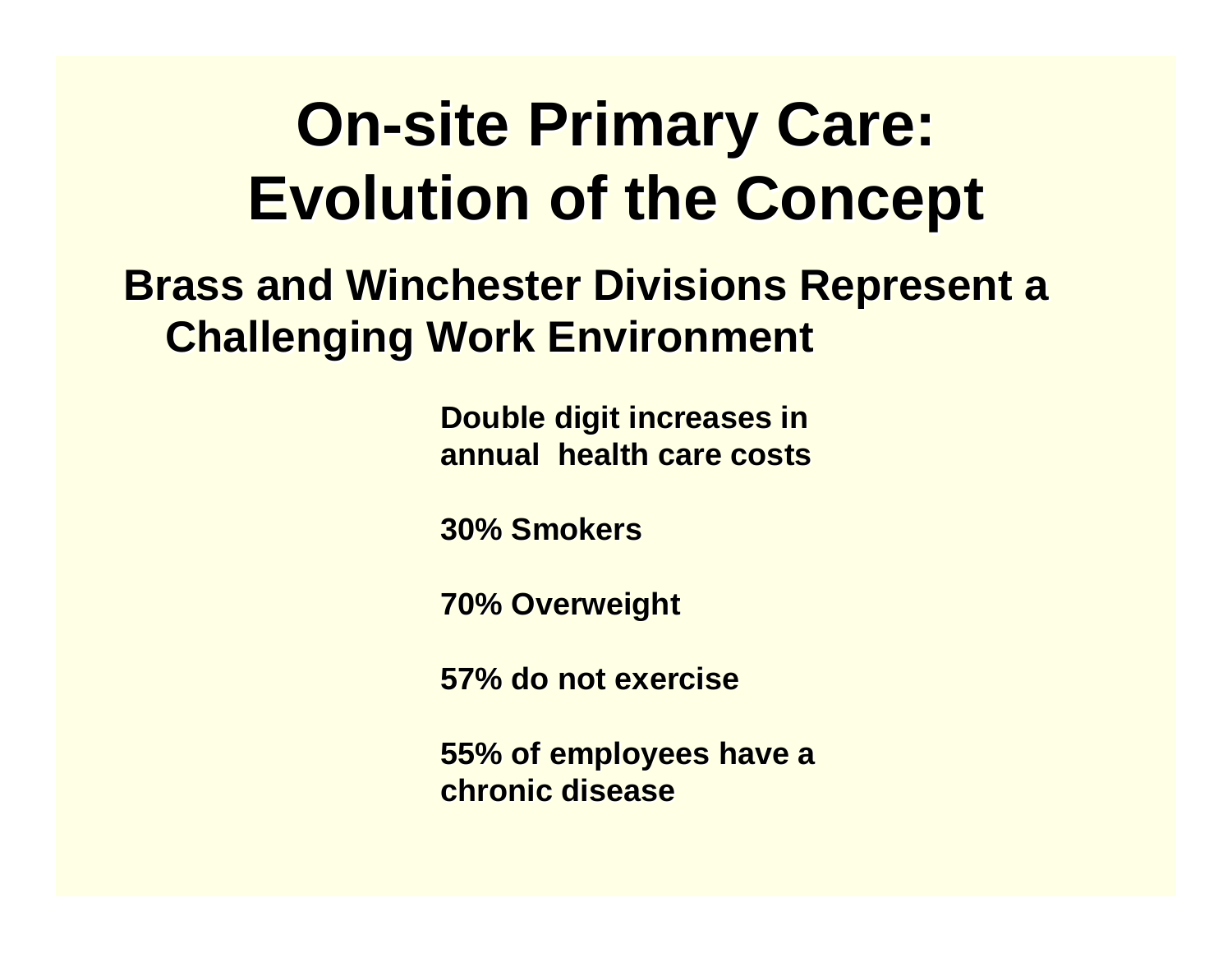# On-site Primary Care: Evolution of the Concept

## Brass and Winchester Divisions Represent a Challenging Work Environment

**Double digit increases in annual health care costs**

**30% Smokers**

**70% Overweight**

**57% do not exercise**

**55% of employees have a chronic disease**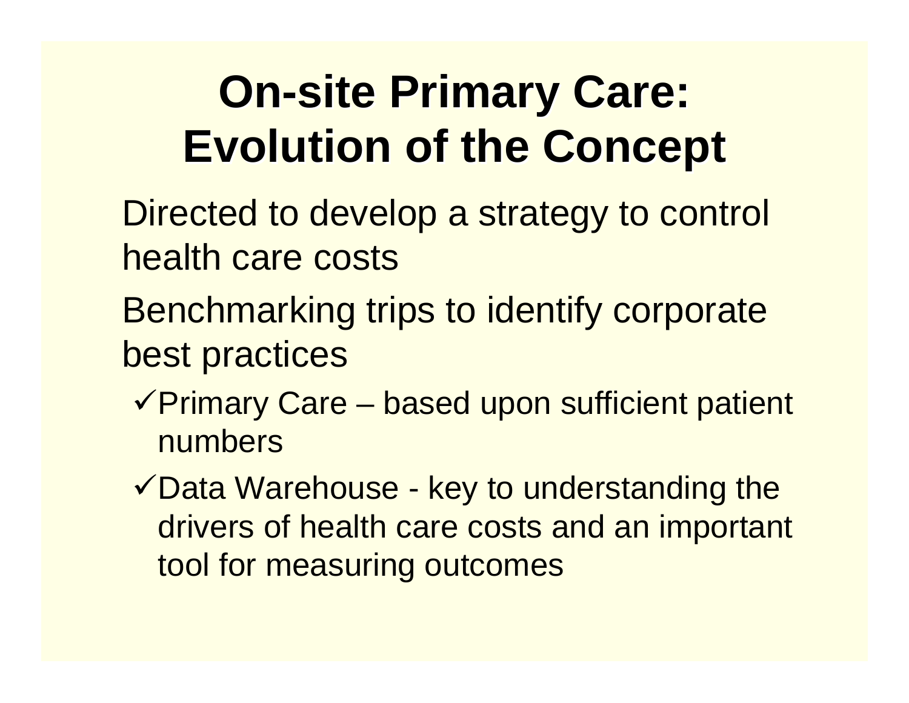# On-site Primary Care: Evolution of the Concept

- Directed to develop a strategy to control health care costs
- Benchmarking trips to identify corporate best practices
  - ✓Primary Care – based upon sufficient patient numbers
  - ✓Data Warehouse - key to understanding the drivers of health care costs and an important tool for measuring outcomes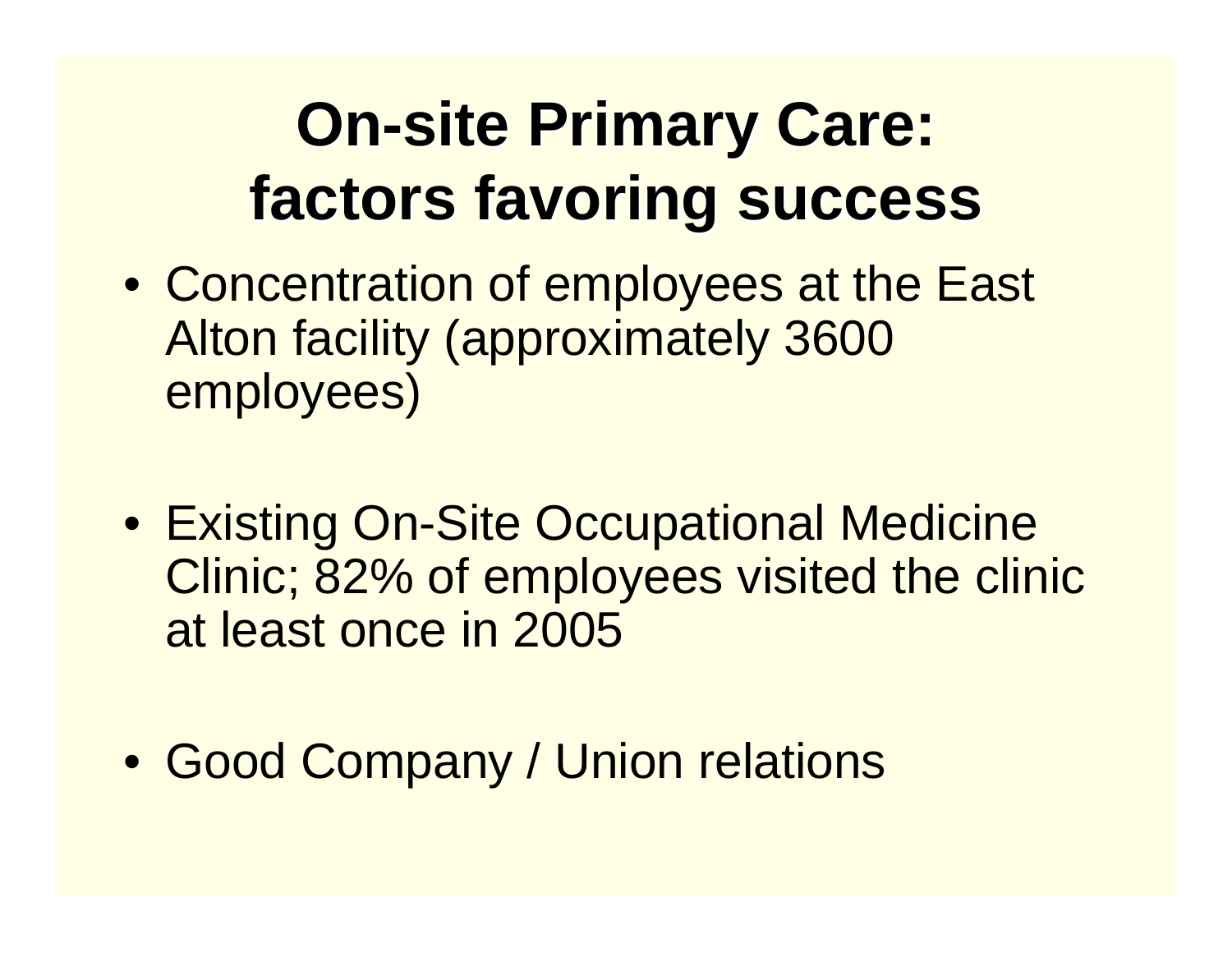# On-site Primary Care: factors favoring success

- Concentration of employees at the East Alton facility (approximately 3600 employees)
- Existing On-Site Occupational Medicine Clinic; 82% of employees visited the clinic at least once in 2005
- Good Company / Union relations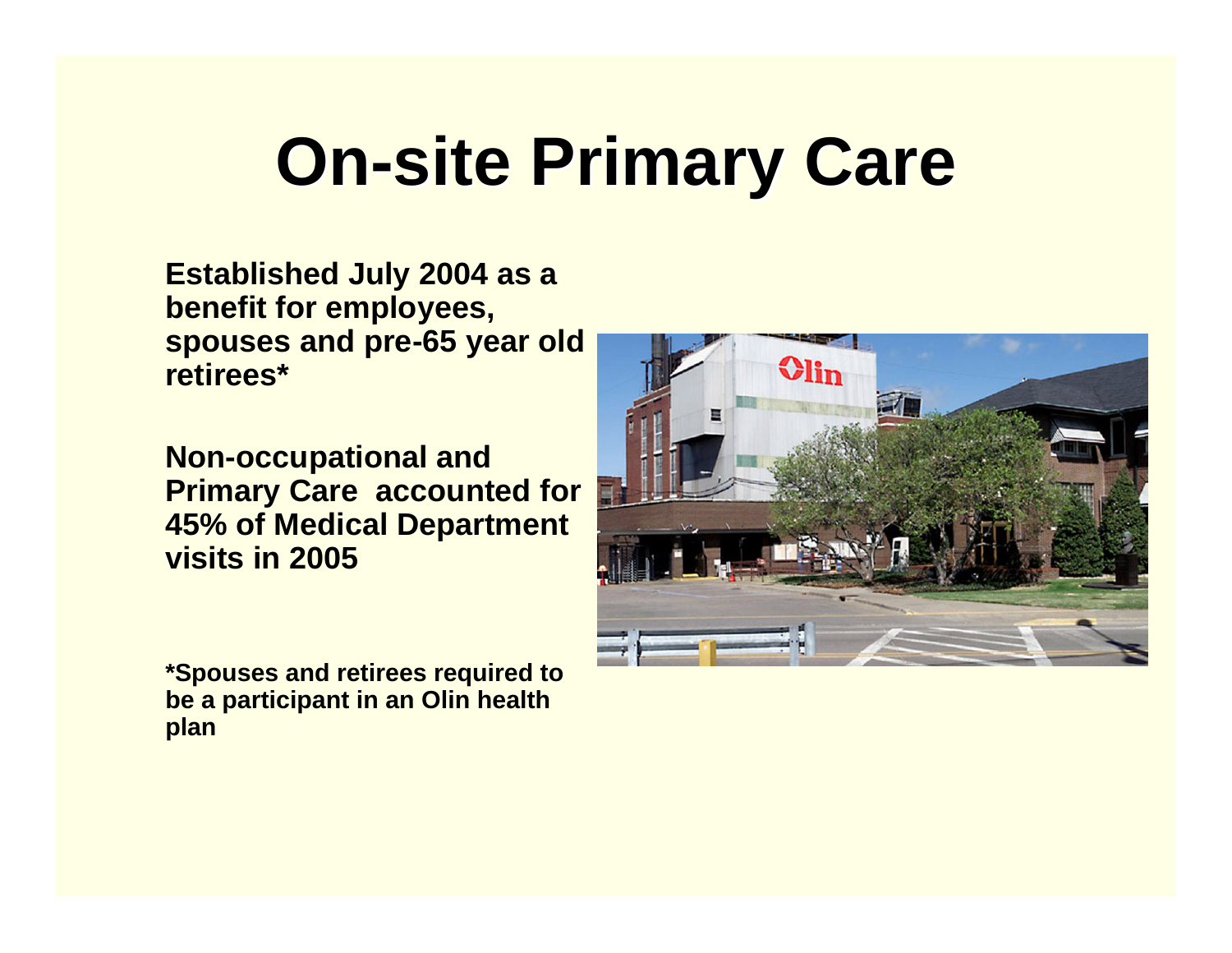# On-site Primary Care

Established July 2004 as a benefit for employees, spouses and pre-65 year old retirees*

Non-occupational and Primary Care accounted for 45% of Medical Department visits in 2005

*Spouses and retirees required to be a participant in an Olin health plan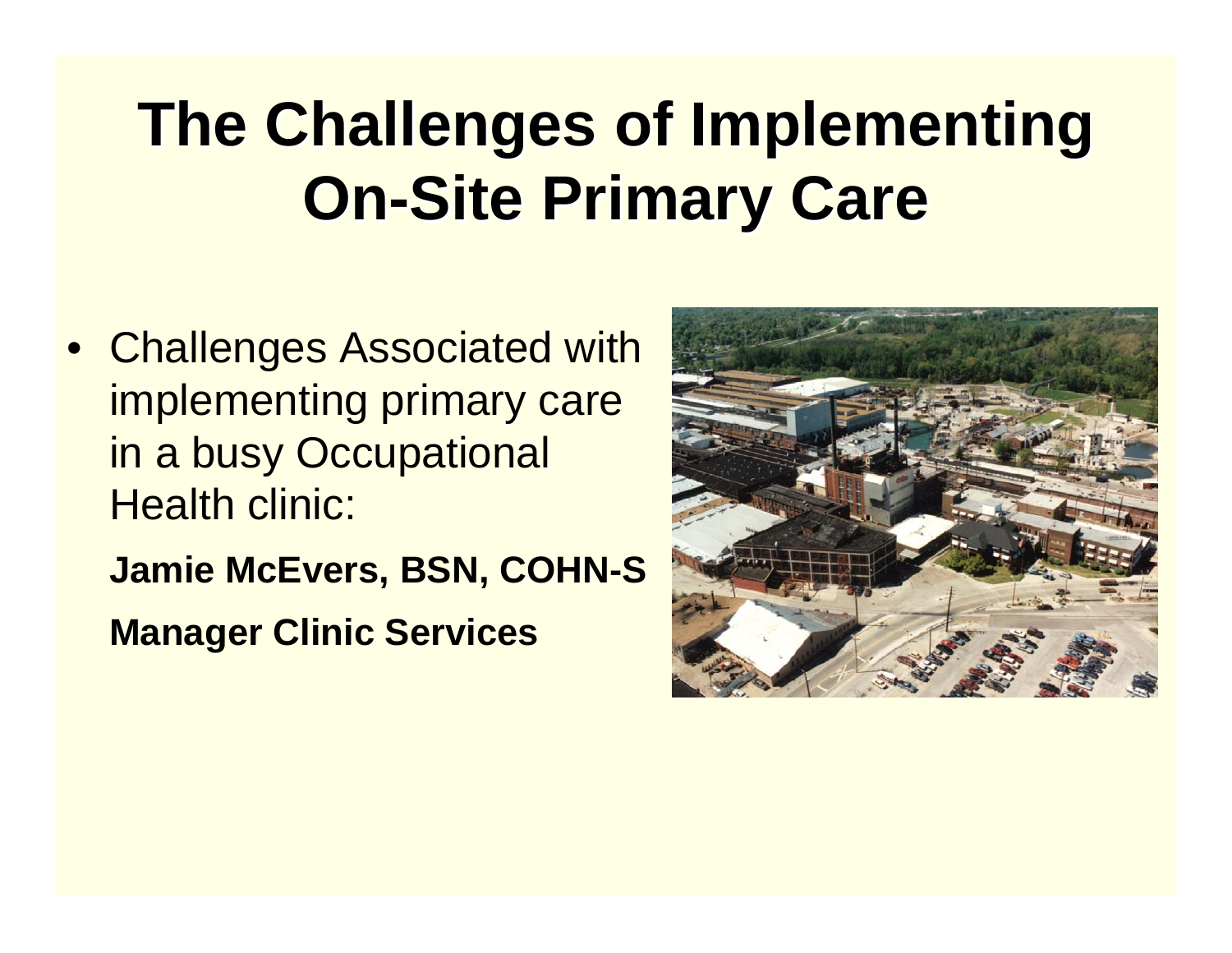# The Challenges of Implementing On-Site Primary Care

- Challenges Associated with implementing primary care in a busy Occupational Health clinic:

  **Jamie McEvers, BSN, COHN-S**

  **Manager Clinic Services**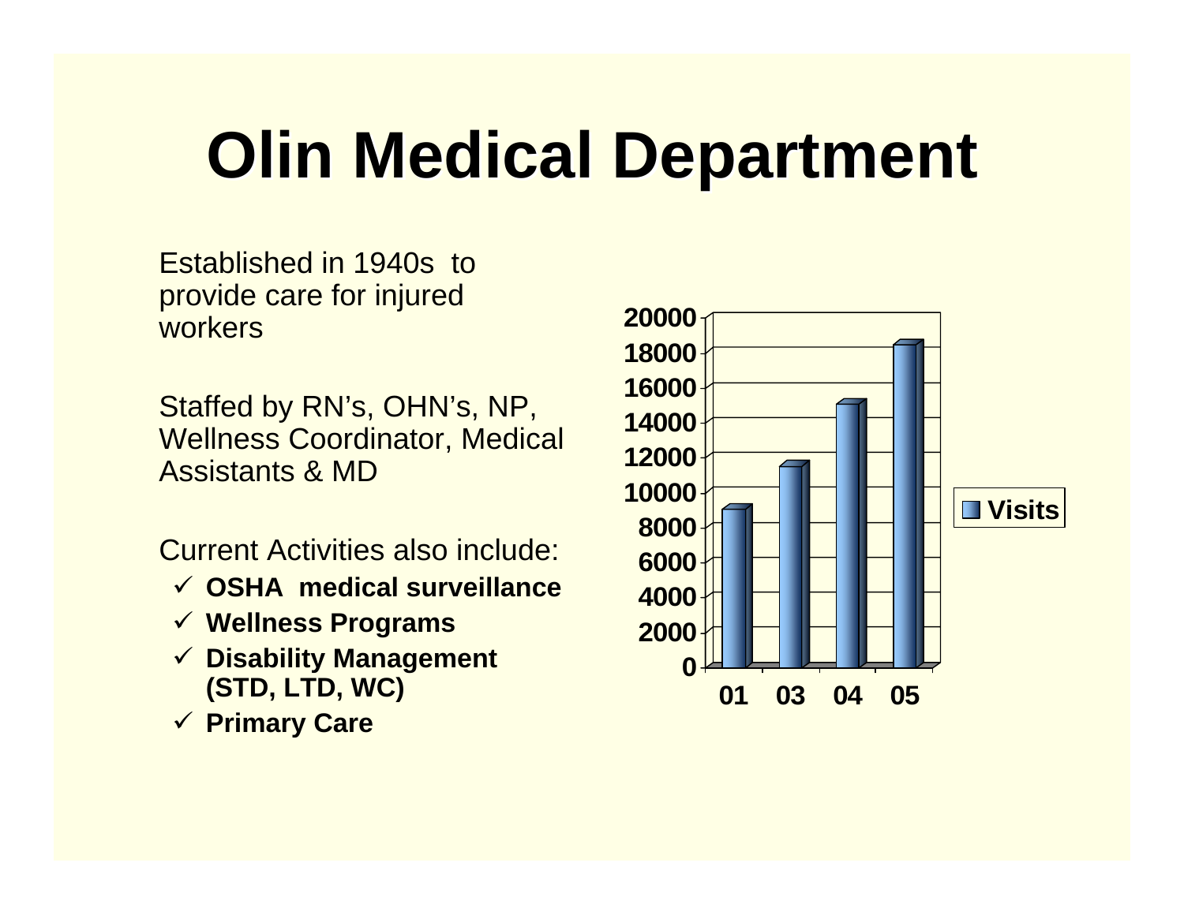# Olin Medical Department

Established in 1940s to provide care for injured workers

Staffed by RN's, OHN's, NP, Wellness Coordinator, Medical Assistants & MD

Current Activities also include:

- ✓ **OSHA medical surveillance**
- ✓ **Wellness Programs**
- ✓ **Disability Management (STD, LTD, WC)**
- ✓ **Primary Care**

| Year | Visits |
|---|---|
| 01 | ~9000 |
| 03 | ~11400 |
| 04 | ~15000 |
| 05 | ~18400 |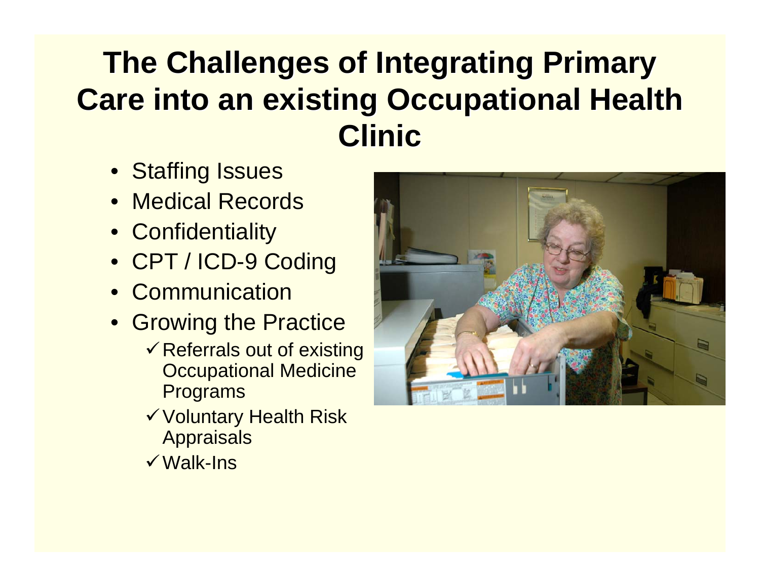# The Challenges of Integrating Primary Care into an existing Occupational Health Clinic

- Staffing Issues
- Medical Records
- Confidentiality
- CPT / ICD-9 Coding
- Communication
- Growing the Practice
  - ✓ Referrals out of existing Occupational Medicine Programs
  - ✓ Voluntary Health Risk Appraisals
  - ✓ Walk-Ins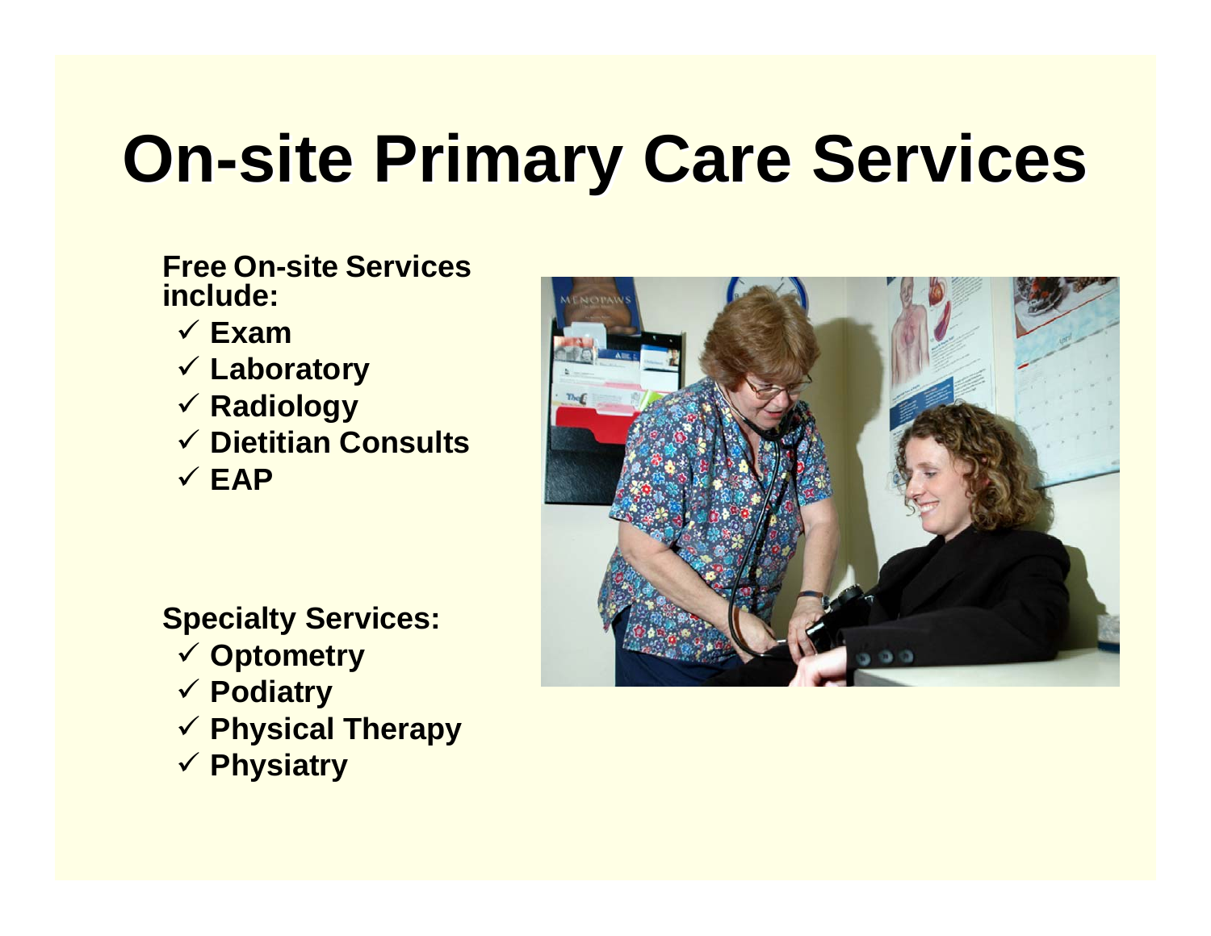# On-site Primary Care Services

**Free On-site Services include:**

- ✓ **Exam**
- ✓ **Laboratory**
- ✓ **Radiology**
- ✓ **Dietitian Consults**
- ✓ **EAP**

**Specialty Services:**

- ✓ **Optometry**
- ✓ **Podiatry**
- ✓ **Physical Therapy**
- ✓ **Physiatry**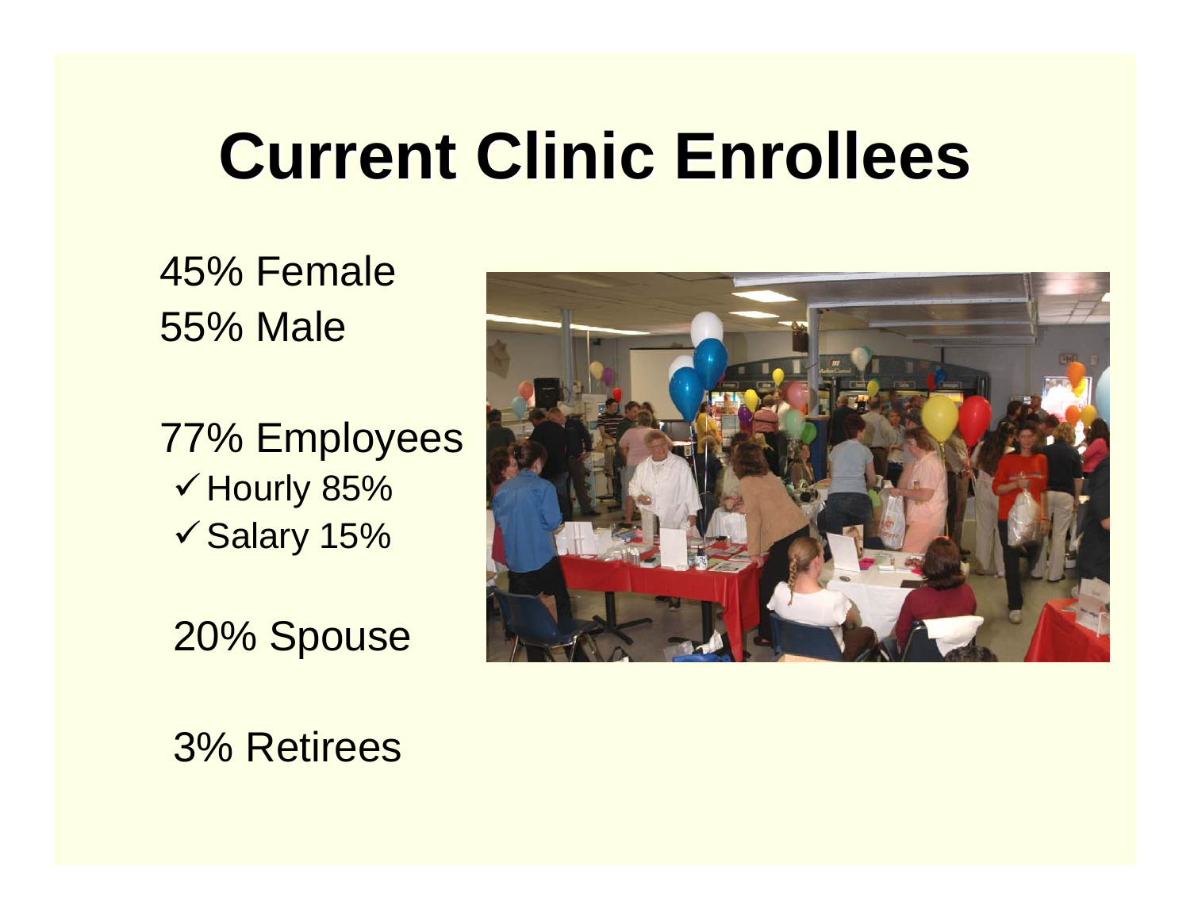# Current Clinic Enrollees

45% Female
55% Male

77% Employees

- ✓ Hourly 85%
- ✓ Salary 15%

20% Spouse

3% Retirees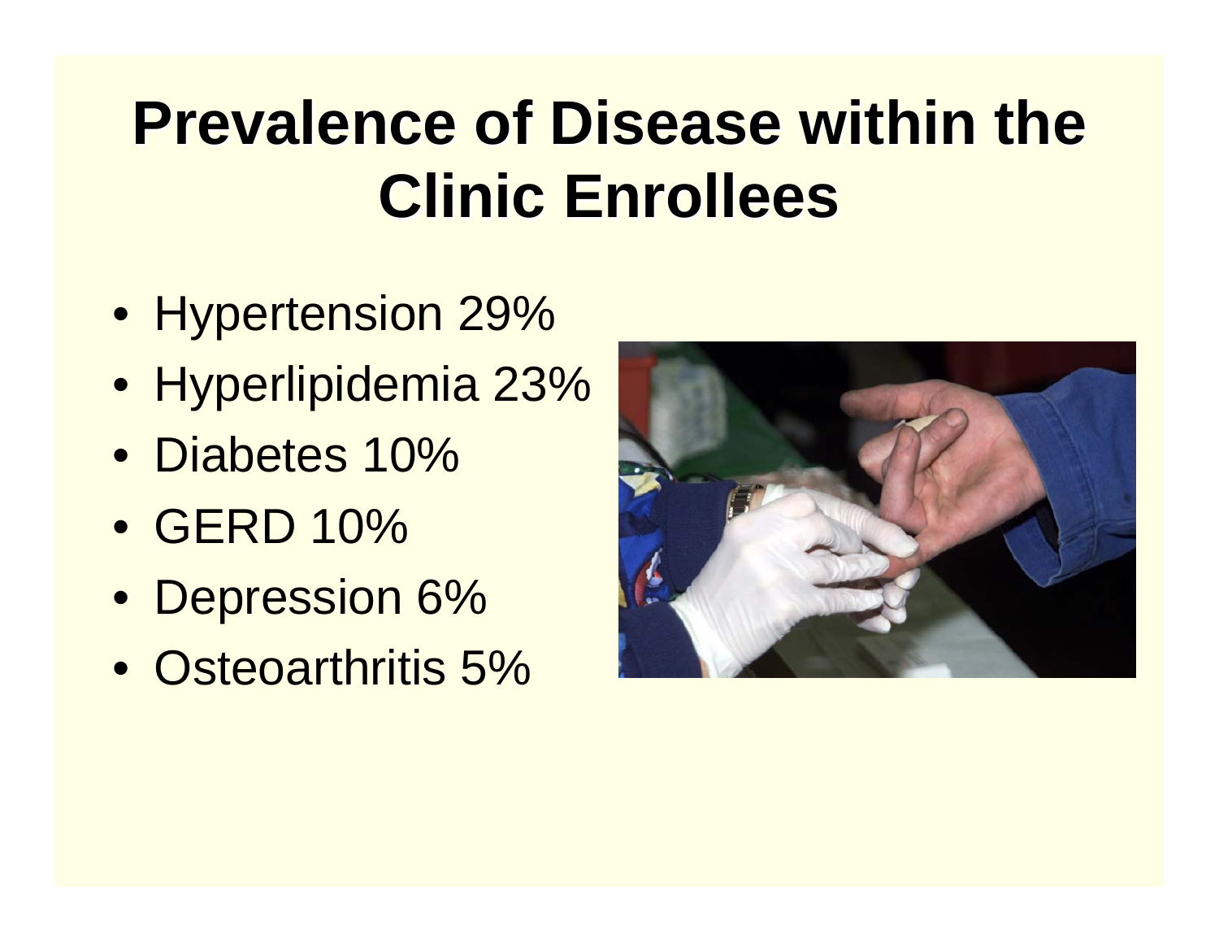# Prevalence of Disease within the Clinic Enrollees

- Hypertension 29%
- Hyperlipidemia 23%
- Diabetes 10%
- GERD 10%
- Depression 6%
- Osteoarthritis 5%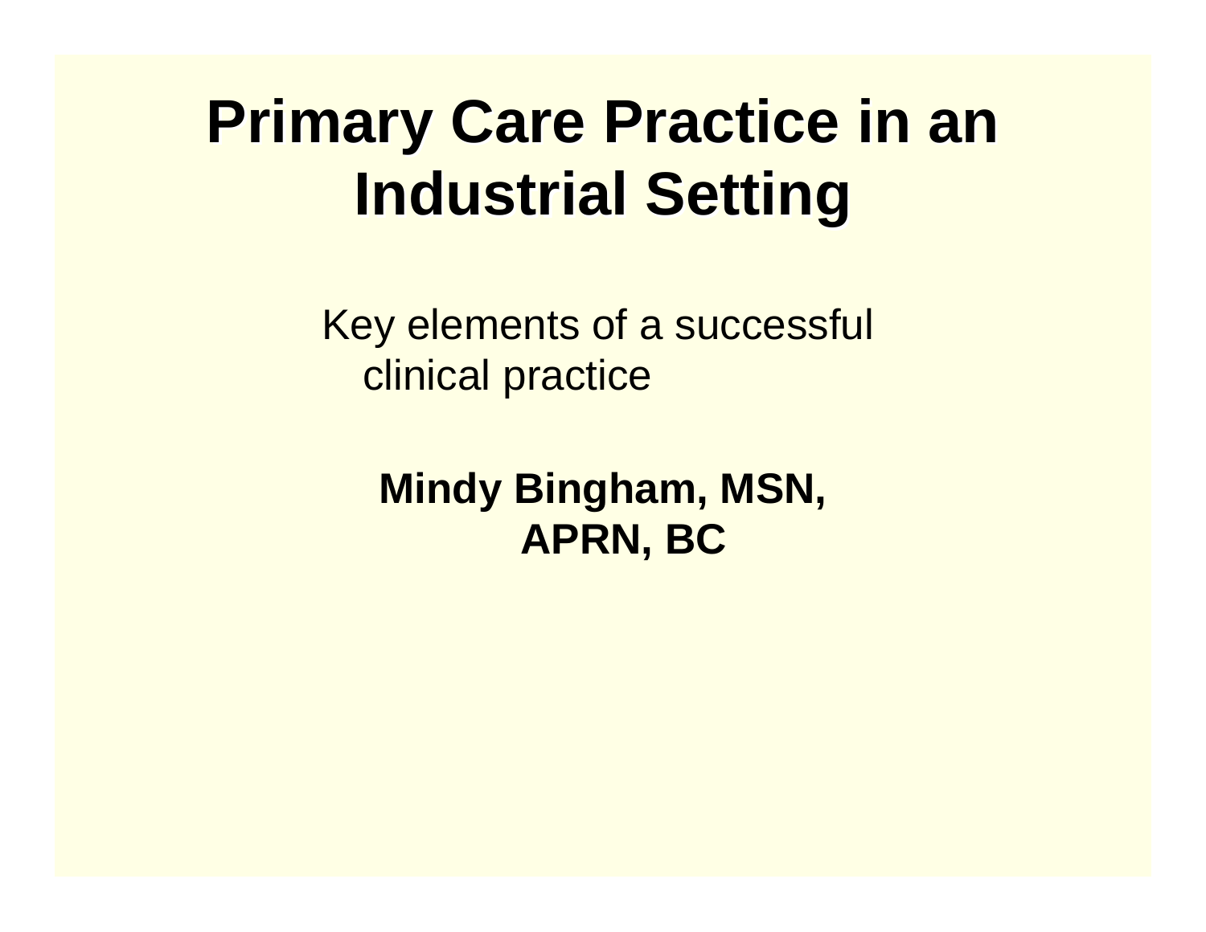# Primary Care Practice in an Industrial Setting

Key elements of a successful clinical practice

**Mindy Bingham, MSN, APRN, BC**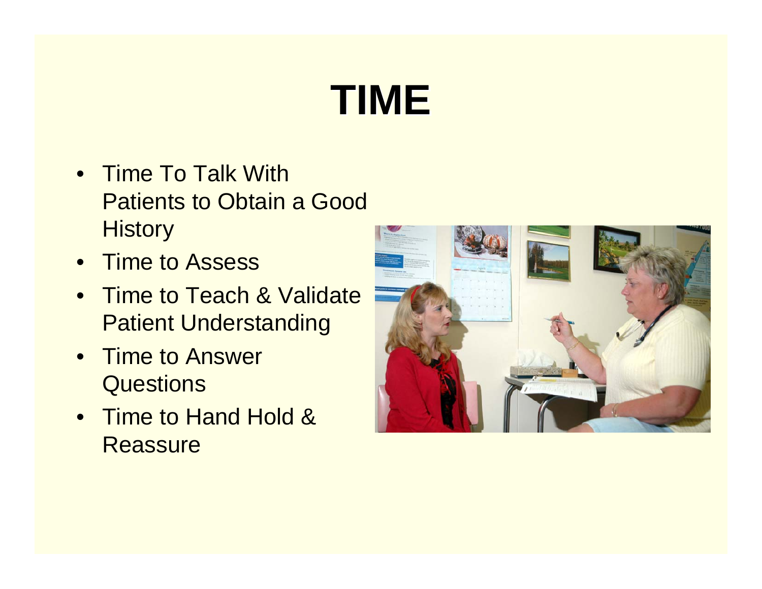# TIME

- Time To Talk With Patients to Obtain a Good History
- Time to Assess
- Time to Teach & Validate Patient Understanding
- Time to Answer Questions
- Time to Hand Hold & Reassure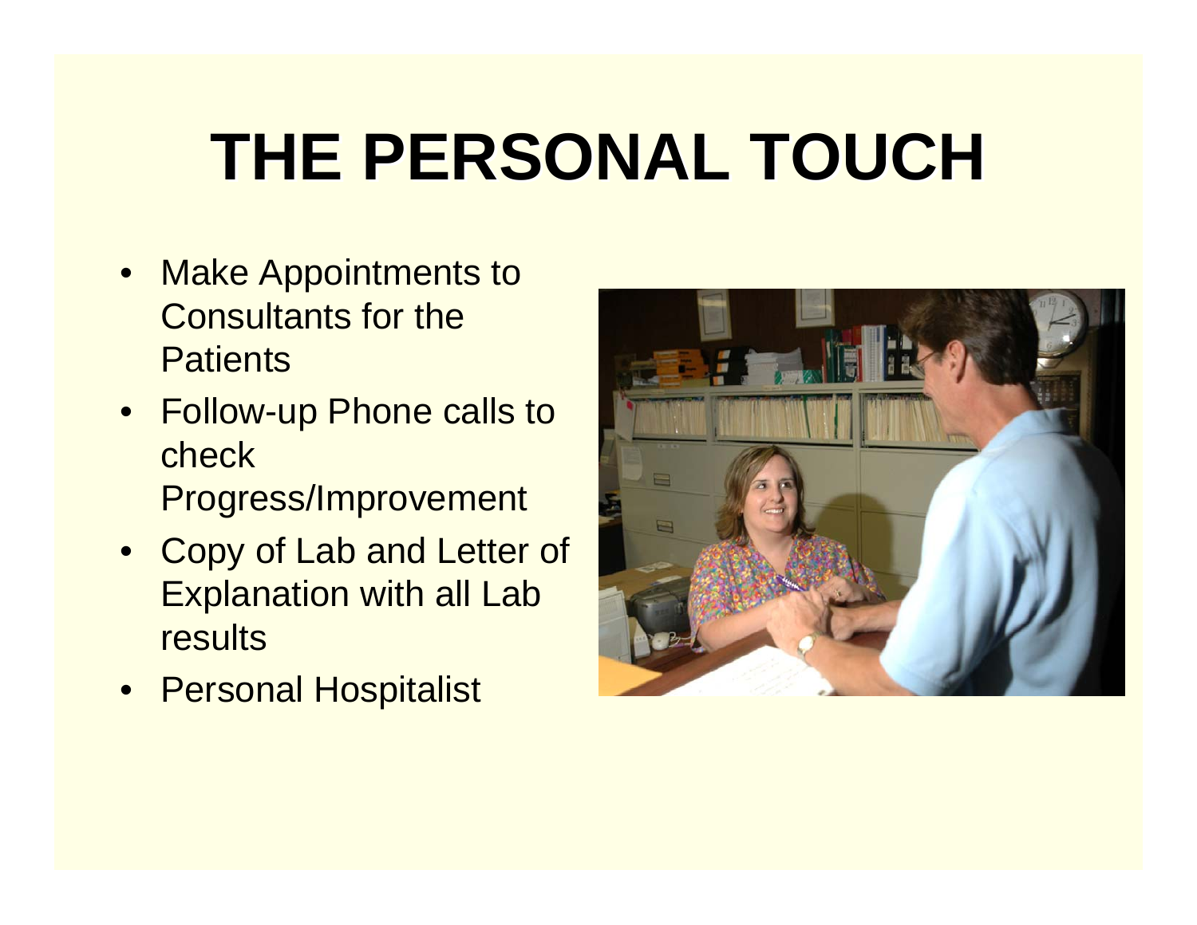# THE PERSONAL TOUCH

- Make Appointments to Consultants for the Patients
- Follow-up Phone calls to check Progress/Improvement
- Copy of Lab and Letter of Explanation with all Lab results
- Personal Hospitalist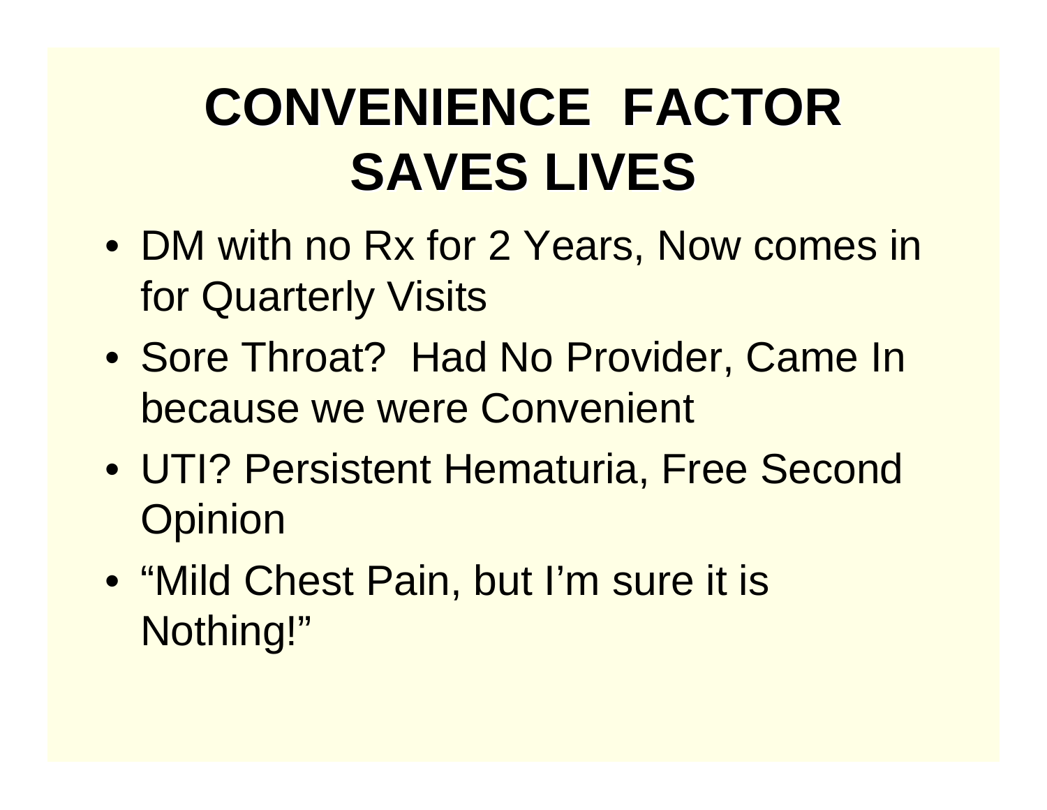# CONVENIENCE FACTOR SAVES LIVES

- DM with no Rx for 2 Years, Now comes in for Quarterly Visits
- Sore Throat? Had No Provider, Came In because we were Convenient
- UTI? Persistent Hematuria, Free Second Opinion
- “Mild Chest Pain, but I’m sure it is Nothing!”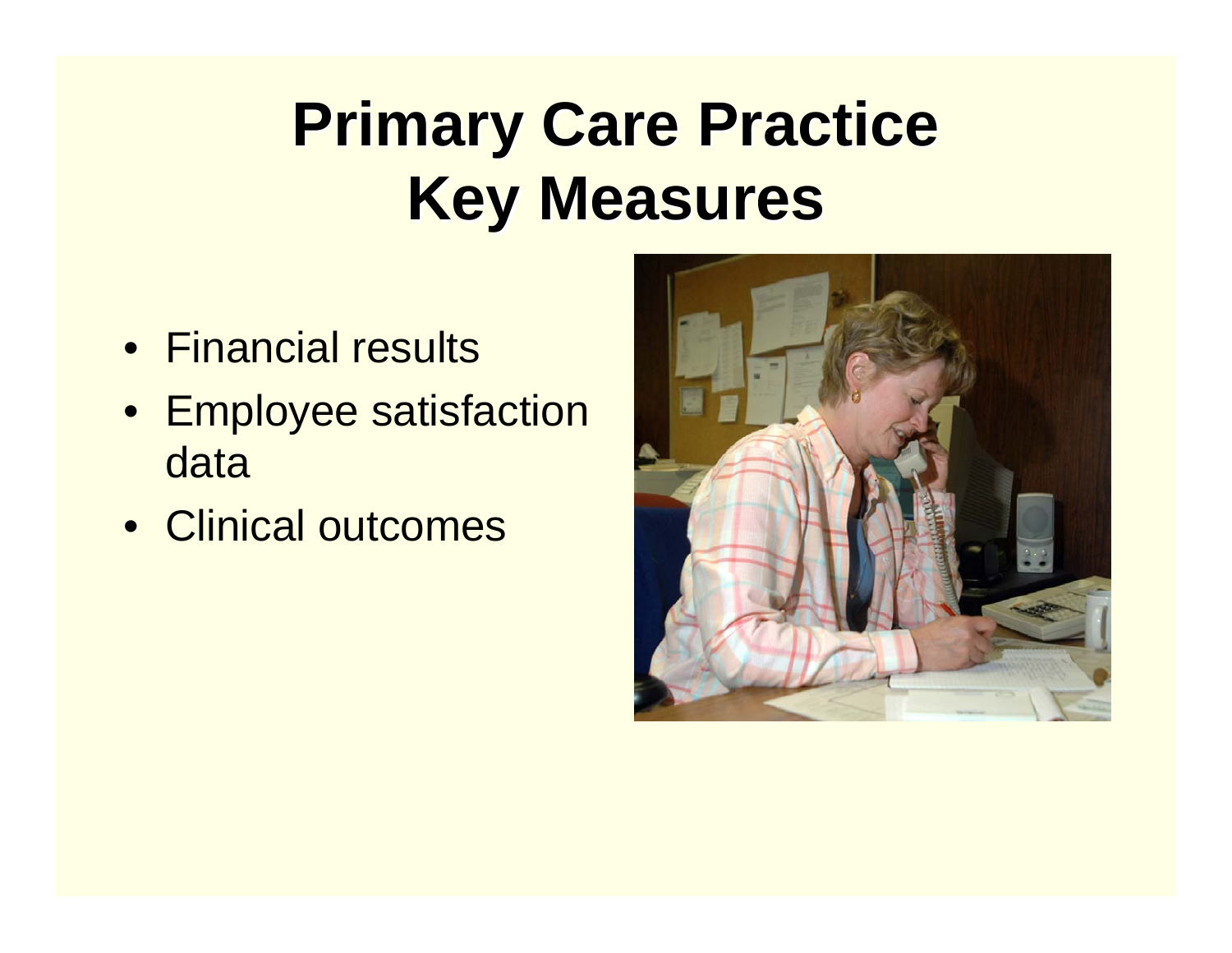# Primary Care Practice Key Measures

- Financial results
- Employee satisfaction data
- Clinical outcomes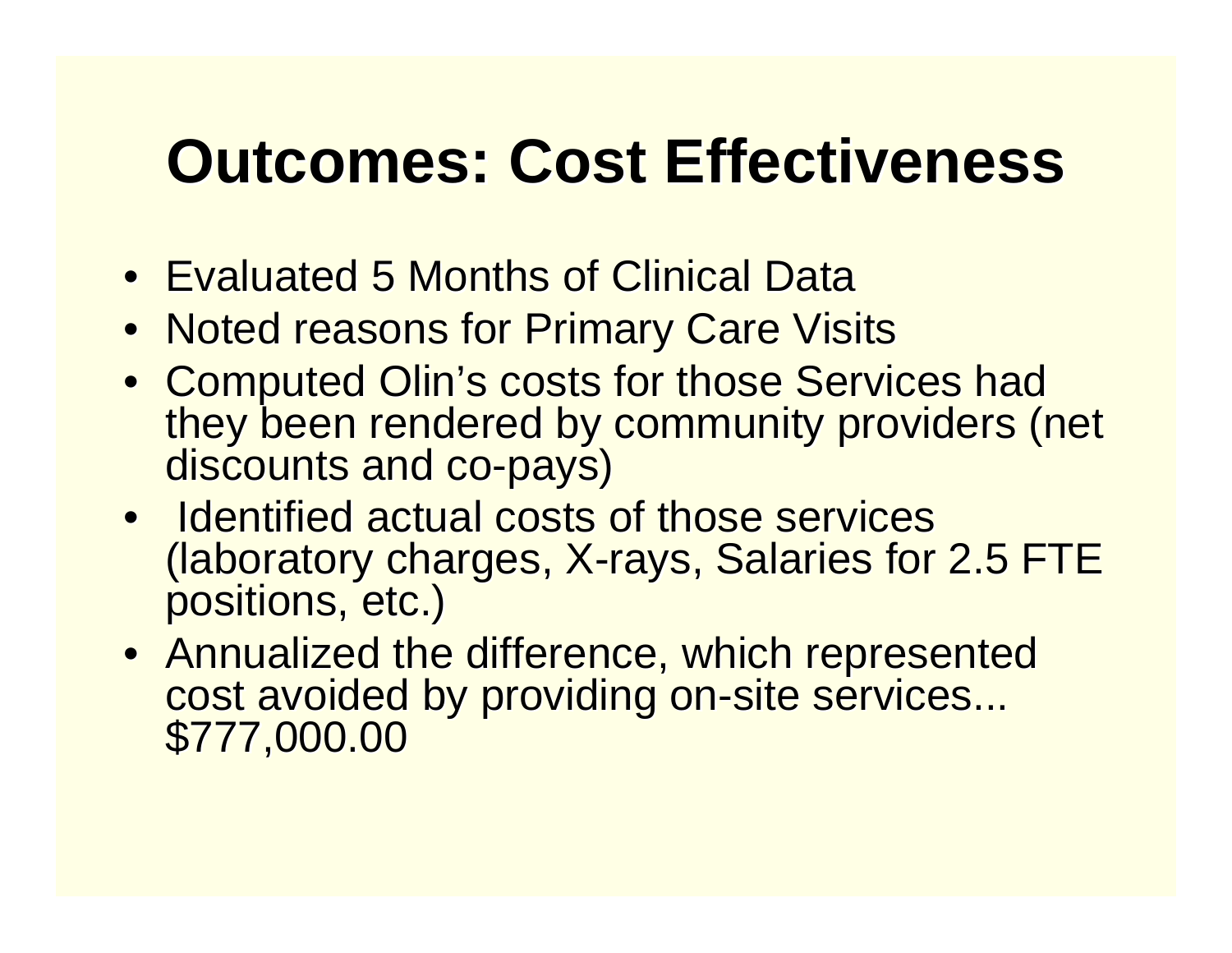# Outcomes: Cost Effectiveness

- Evaluated 5 Months of Clinical Data
- Noted reasons for Primary Care Visits
- Computed Olin's costs for those Services had they been rendered by community providers (net discounts and co-pays)
- Identified actual costs of those services (laboratory charges, X-rays, Salaries for 2.5 FTE positions, etc.)
- Annualized the difference, which represented cost avoided by providing on-site services... $777,000.00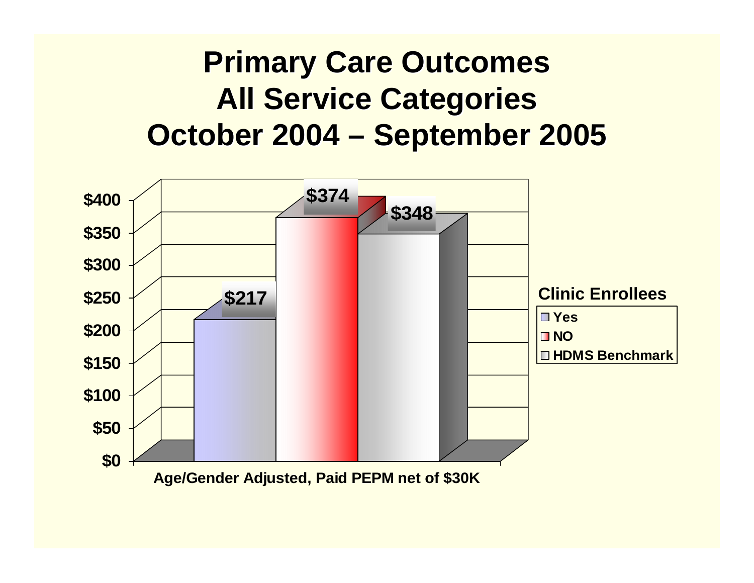# Primary Care Outcomes
# All Service Categories
# October 2004 – September 2005

| Clinic Enrollees | Paid PEPM |
|---|---|
| Yes | $217 |
| NO | $374 |
| HDMS Benchmark | $348 |

Age/Gender Adjusted, Paid PEPM net of $30K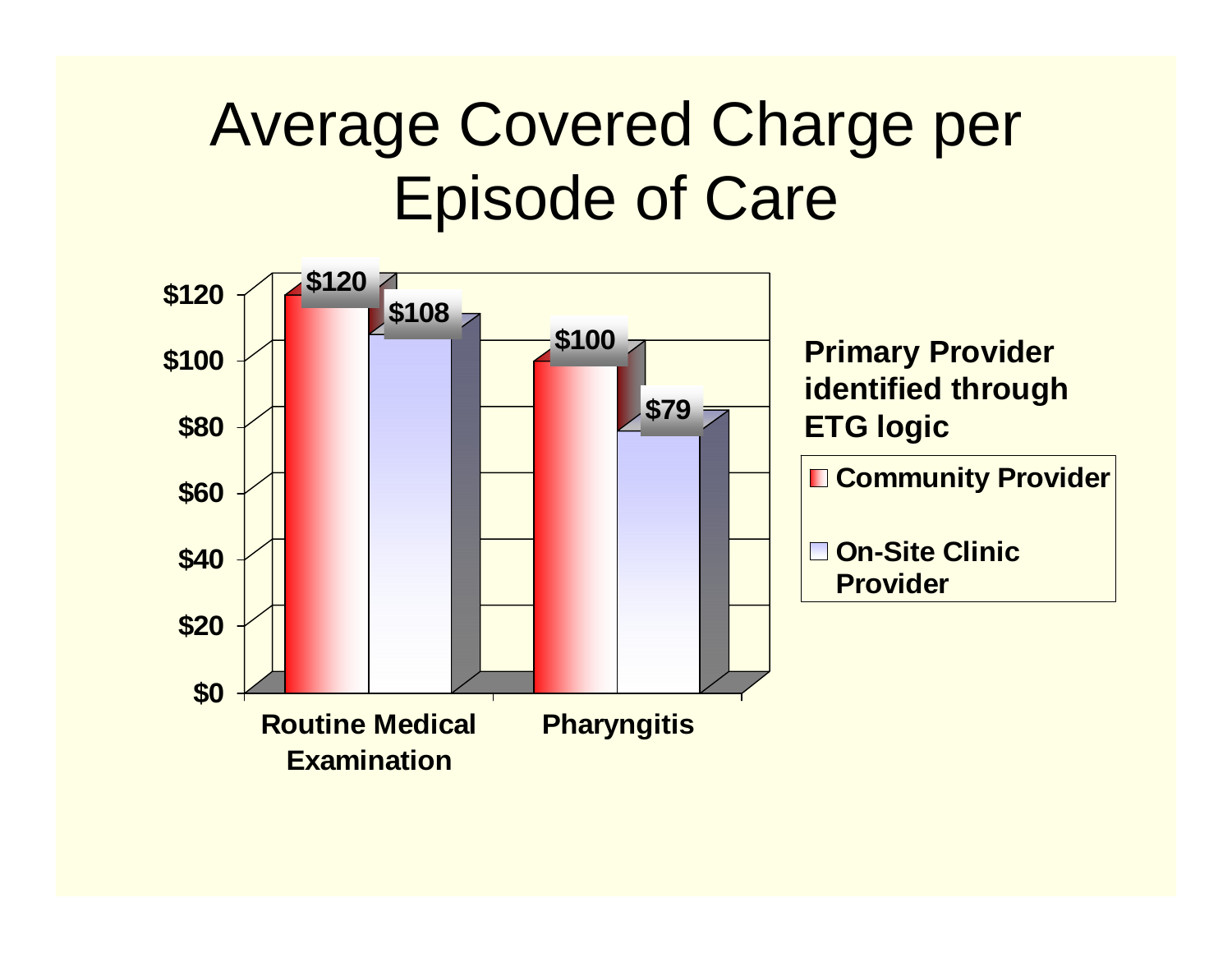# Average Covered Charge per Episode of Care

| | Community Provider | On-Site Clinic Provider |
|---|---|---|
| Routine Medical Examination | $120 | $108 |
| Pharyngitis | $100 | $79 |

**Primary Provider identified through ETG logic**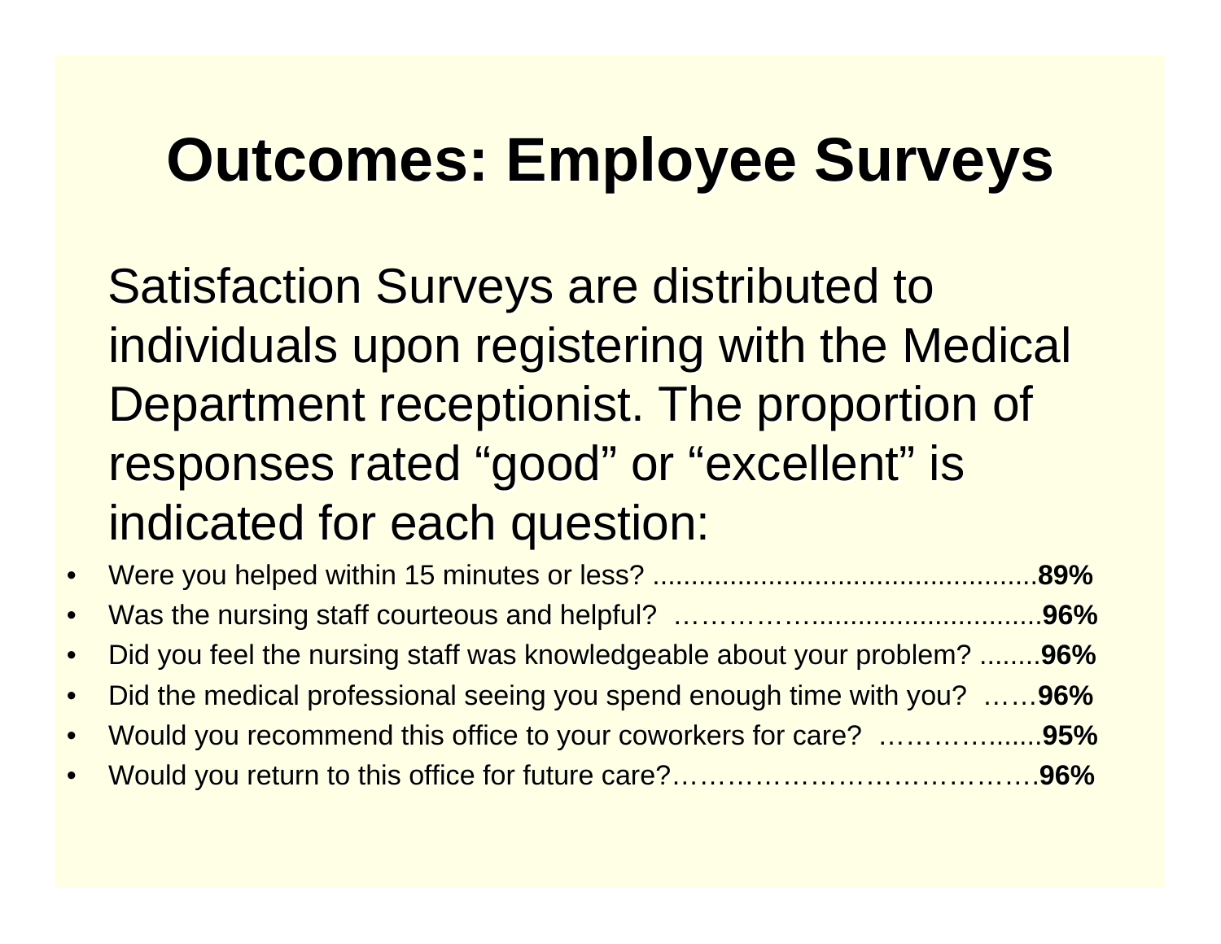# Outcomes: Employee Surveys

Satisfaction Surveys are distributed to individuals upon registering with the Medical Department receptionist. The proportion of responses rated “good” or “excellent” is indicated for each question:

- Were you helped within 15 minutes or less? ..................................................**89%**
- Was the nursing staff courteous and helpful? …………….................................**96%**
- Did you feel the nursing staff was knowledgeable about your problem? ........**96%**
- Did the medical professional seeing you spend enough time with you? ……**96%**
- Would you recommend this office to your coworkers for care? ……….........**95%**
- Would you return to this office for future care?…………………………………**96%**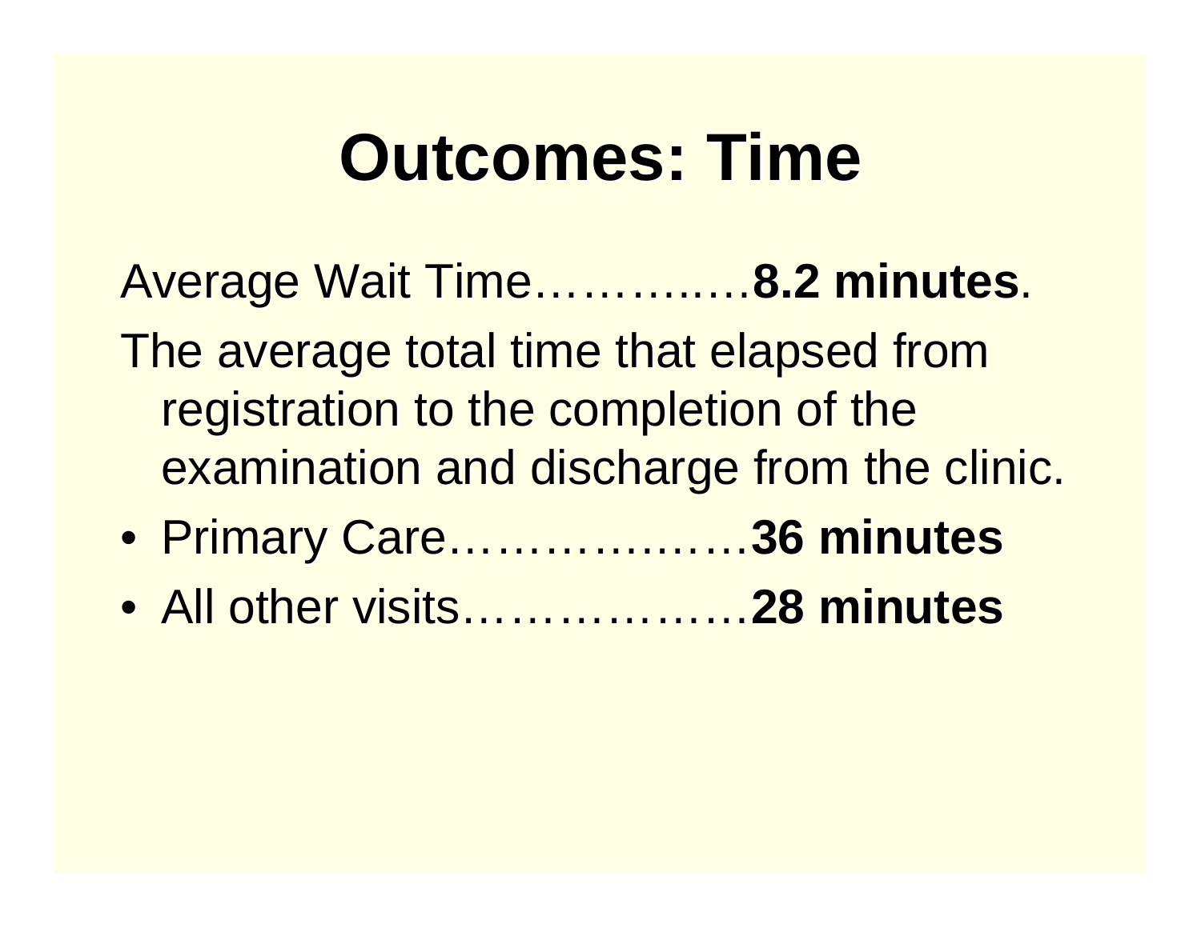# Outcomes: Time

Average Wait Time…………..**8.2 minutes**.

The average total time that elapsed from registration to the completion of the examination and discharge from the clinic.

- Primary Care………………**36 minutes**
- All other visits………………**28 minutes**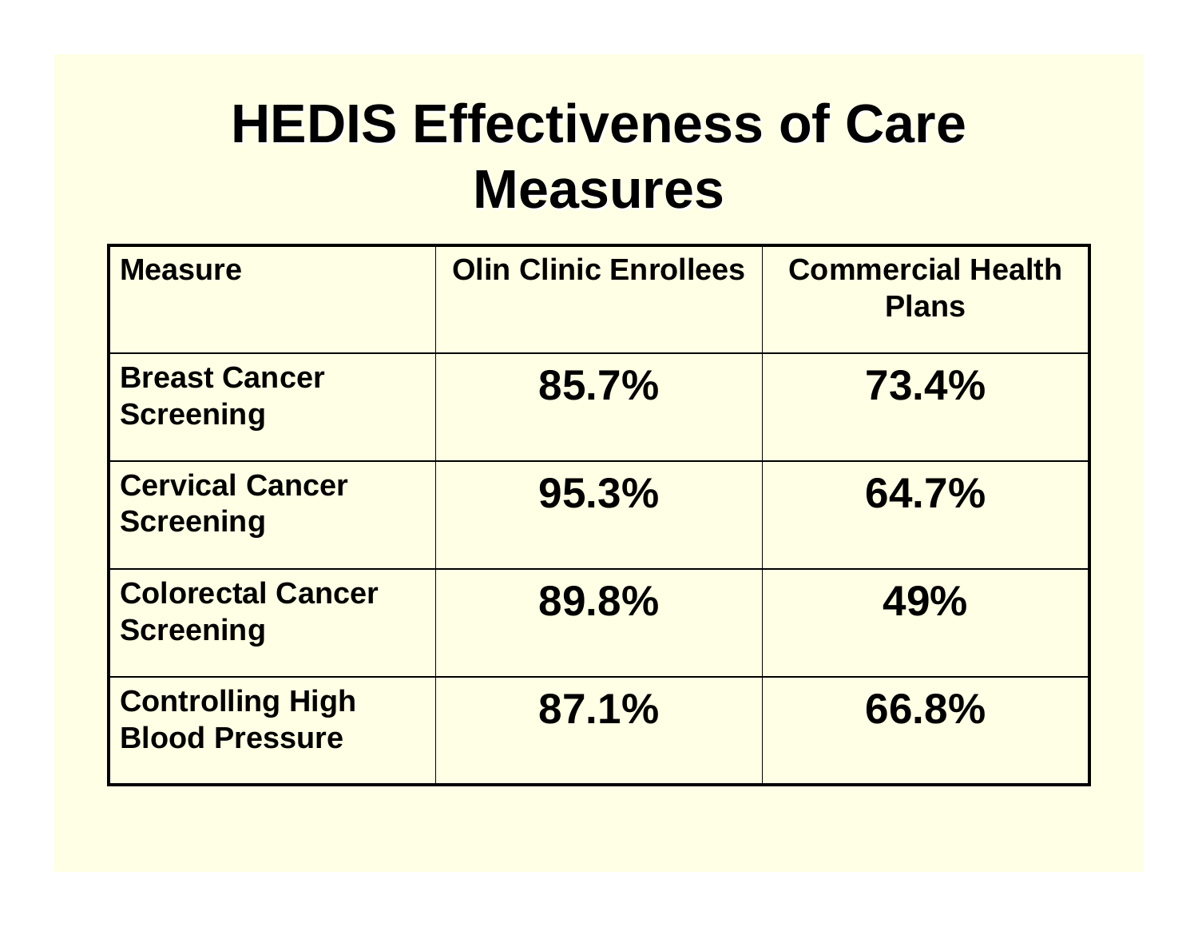# HEDIS Effectiveness of Care Measures

| Measure | Olin Clinic Enrollees | Commercial Health Plans |
| --- | --- | --- |
| Breast Cancer Screening | 85.7% | 73.4% |
| Cervical Cancer Screening | 95.3% | 64.7% |
| Colorectal Cancer Screening | 89.8% | 49% |
| Controlling High Blood Pressure | 87.1% | 66.8% |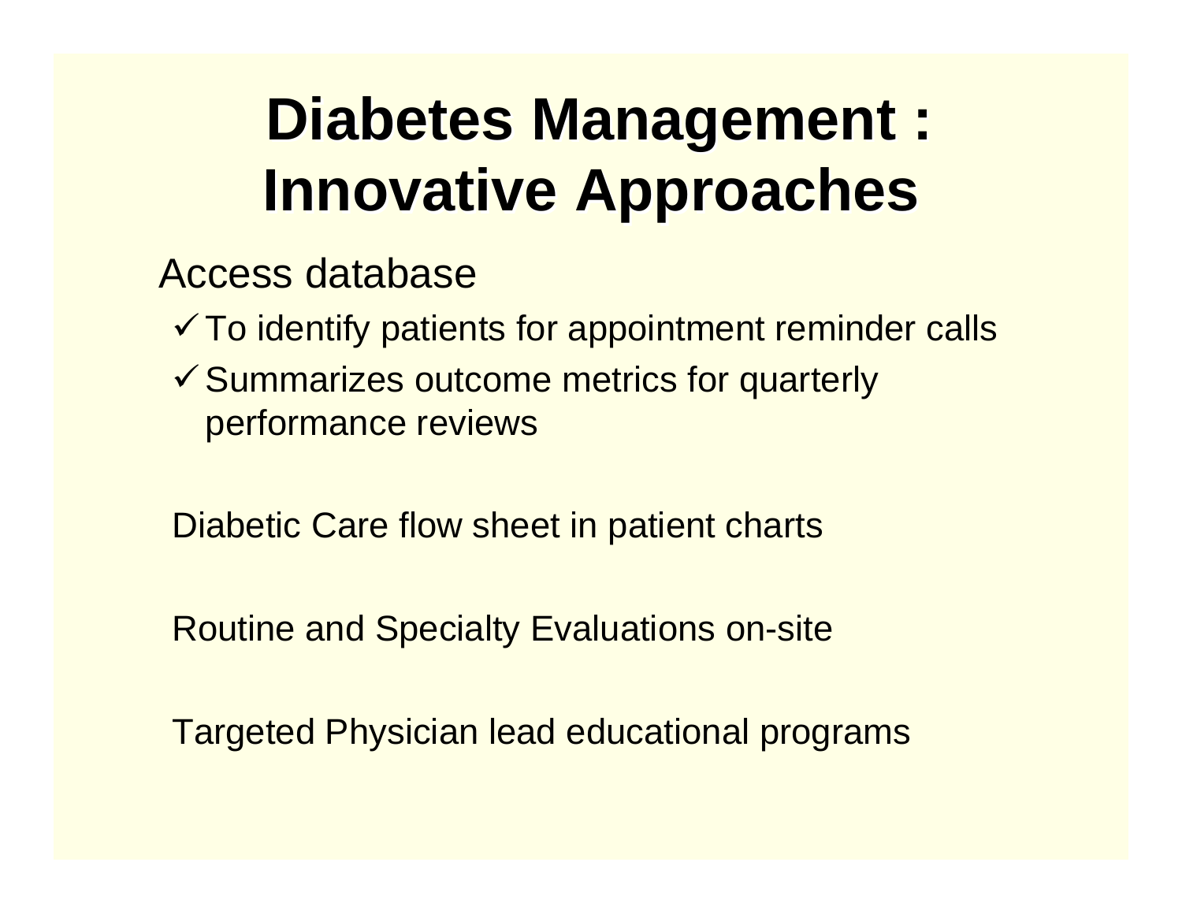# Diabetes Management : Innovative Approaches

Access database

- ✓ To identify patients for appointment reminder calls
- ✓ Summarizes outcome metrics for quarterly performance reviews

Diabetic Care flow sheet in patient charts

Routine and Specialty Evaluations on-site

Targeted Physician lead educational programs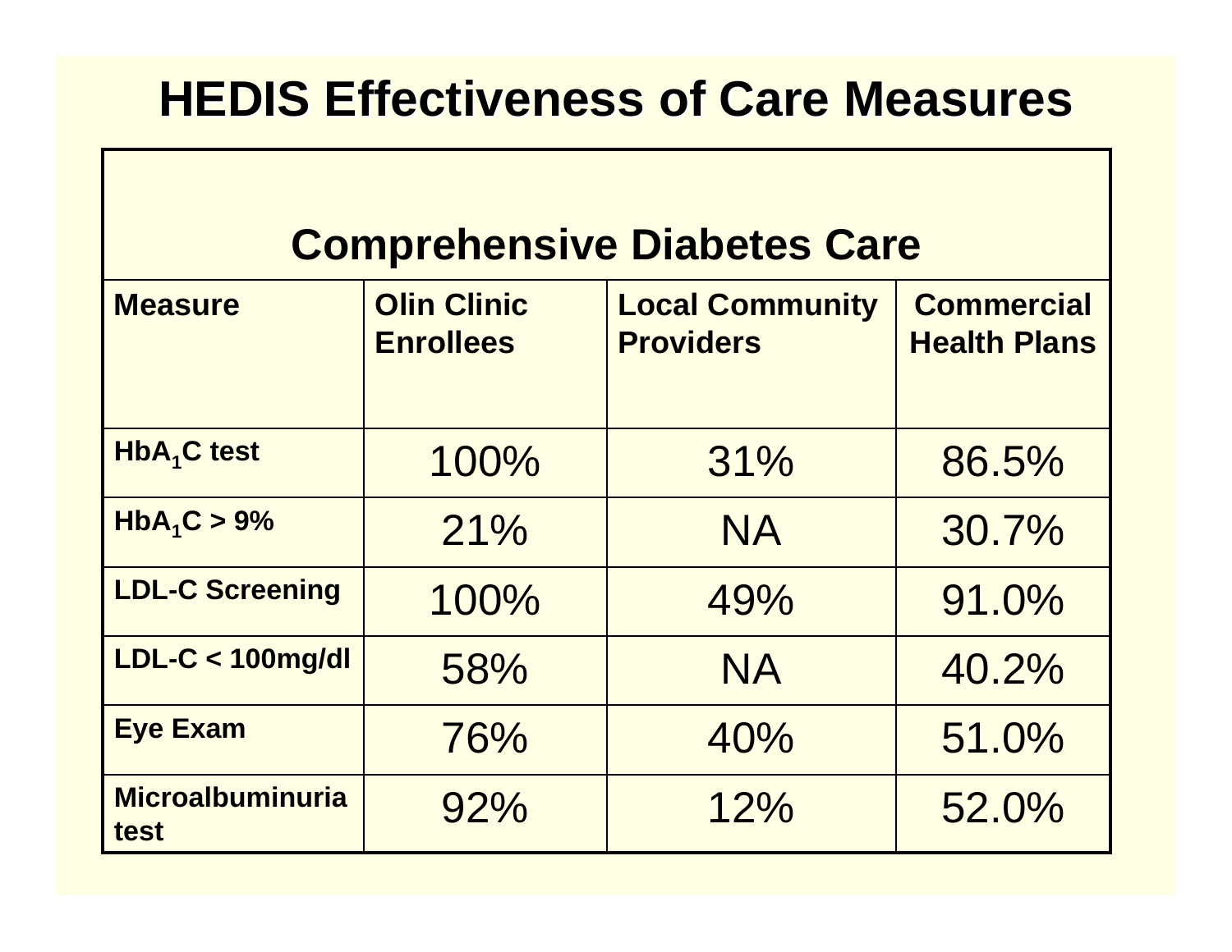# HEDIS Effectiveness of Care Measures

| Comprehensive Diabetes Care | | | |
|---|---|---|---|
| **Measure** | **Olin Clinic Enrollees** | **Local Community Providers** | **Commercial Health Plans** |
| **$HbA_1C$ test** | 100% | 31% | 86.5% |
| **$HbA_1C$ > 9%** | 21% | NA | 30.7% |
| **LDL-C Screening** | 100% | 49% | 91.0% |
| **LDL-C < 100mg/dl** | 58% | NA | 40.2% |
| **Eye Exam** | 76% | 40% | 51.0% |
| **Microalbuminuria test** | 92% | 12% | 52.0% |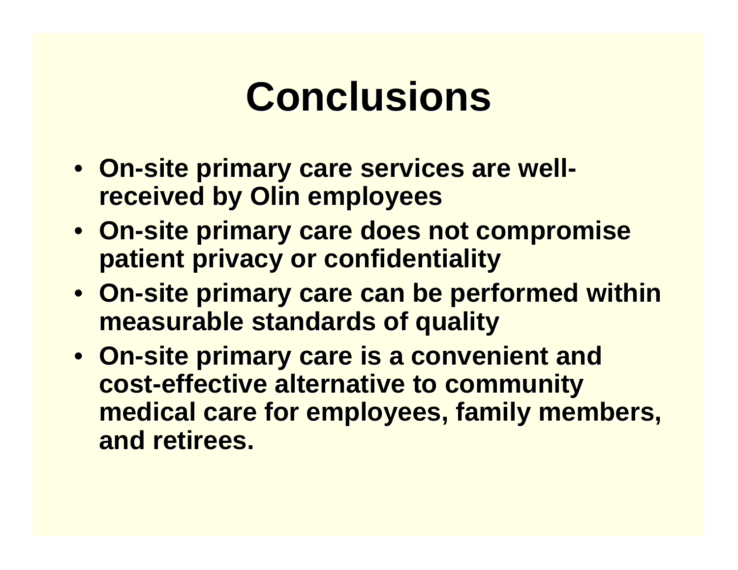# Conclusions

- On-site primary care services are well-received by Olin employees
- On-site primary care does not compromise patient privacy or confidentiality
- On-site primary care can be performed within measurable standards of quality
- On-site primary care is a convenient and cost-effective alternative to community medical care for employees, family members, and retirees.